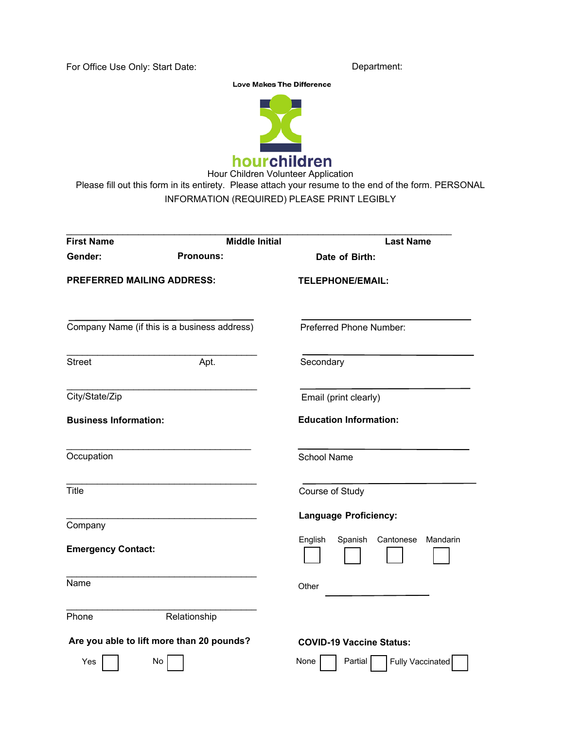For Office Use Only: Start Date: Department:

Love Makes The Difference

hourchildren

Hour Children Volunteer Application

Please fill out this form in its entirety. Please attach your resume to the end of the form. PERSONAL INFORMATION (REQUIRED) PLEASE PRINT LEGIBLY

______________________________________________________________________

**First Name** **Middle Initial** **Last Name**

**Gender:** **Pronouns:** **Date of Birth:**

**PREFERRED MAILING ADDRESS:**

______________________________
Company Name (if this is a business address)

______________________________
Street Apt.

______________________________
City/State/Zip

**TELEPHONE/EMAIL:**

______________________________
Preferred Phone Number:

______________________________
Secondary

______________________________
Email (print clearly)

**Business Information:**

______________________________
Occupation

______________________________
Title

______________________________
Company

**Education Information:**

______________________________
School Name

______________________________
Course of Study

**Language Proficiency:**

English ☐ Spanish ☐ Cantonese ☐ Mandarin ☐

Other ______________

**Emergency Contact:**

______________________________
Name

______________________________
Phone Relationship

**Are you able to lift more than 20 pounds?**

Yes ☐ No ☐

**COVID-19 Vaccine Status:**

None ☐ Partial ☐ Fully Vaccinated ☐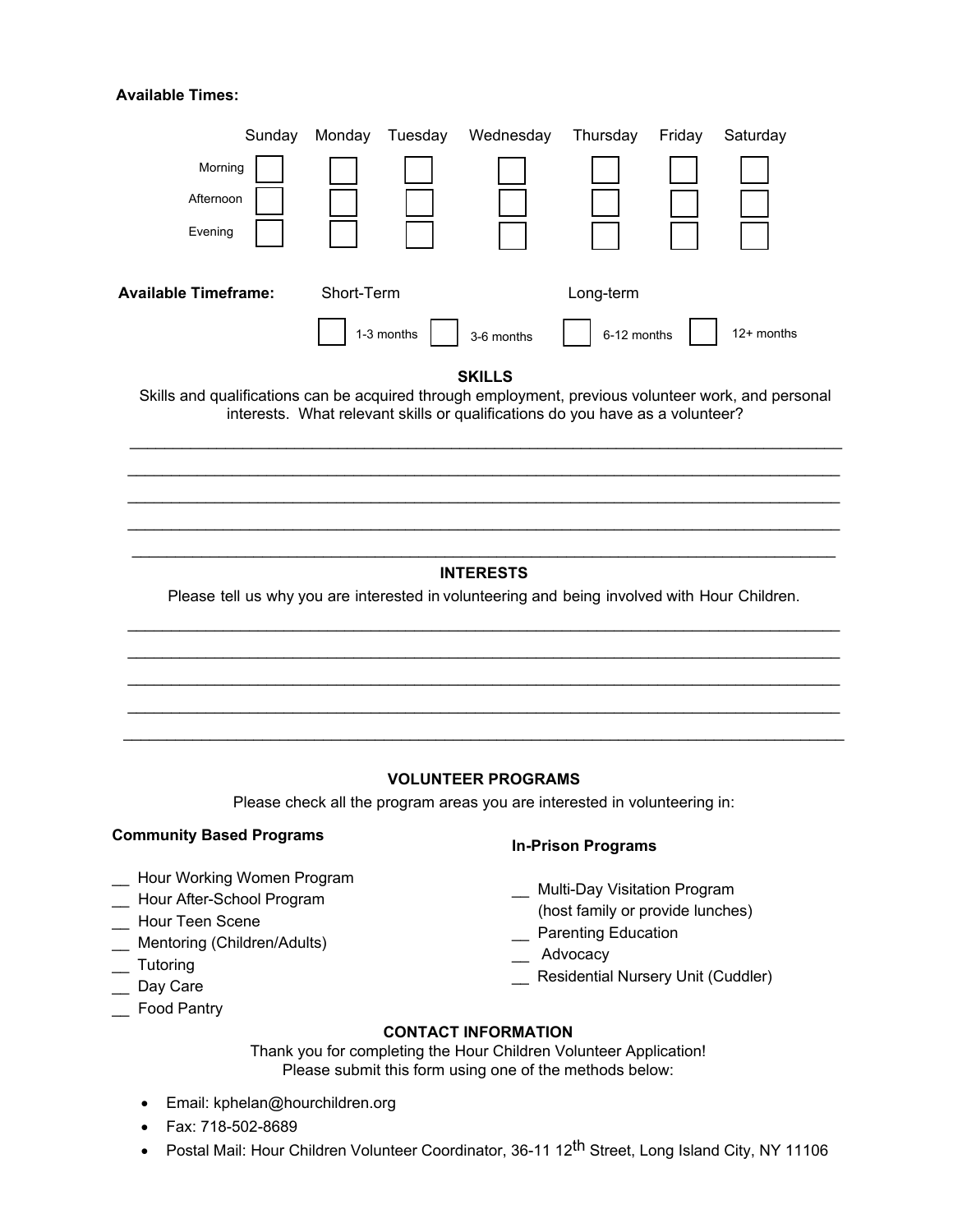**Available Times:**

| | Sunday | Monday | Tuesday | Wednesday | Thursday | Friday | Saturday |
|---|---|---|---|---|---|---|---|
| Morning | ☐ | ☐ | ☐ | ☐ | ☐ | ☐ | ☐ |
| Afternoon | ☐ | ☐ | ☐ | ☐ | ☐ | ☐ | ☐ |
| Evening | ☐ | ☐ | ☐ | ☐ | ☐ | ☐ | ☐ |

**Available Timeframe:**

Short-Term: ☐ 1-3 months ☐ 3-6 months

Long-term: ☐ 6-12 months ☐ 12+ months

## SKILLS

Skills and qualifications can be acquired through employment, previous volunteer work, and personal interests. What relevant skills or qualifications do you have as a volunteer?

_______________________________________________________________________________

_______________________________________________________________________________

_______________________________________________________________________________

_______________________________________________________________________________

_______________________________________________________________________________

## INTERESTS

Please tell us why you are interested in volunteering and being involved with Hour Children.

_______________________________________________________________________________

_______________________________________________________________________________

_______________________________________________________________________________

_______________________________________________________________________________

_______________________________________________________________________________

## VOLUNTEER PROGRAMS

Please check all the program areas you are interested in volunteering in:

**Community Based Programs**

__ Hour Working Women Program
__ Hour After-School Program
__ Hour Teen Scene
__ Mentoring (Children/Adults)
__ Tutoring
__ Day Care
__ Food Pantry

**In-Prison Programs**

__ Multi-Day Visitation Program (host family or provide lunches)
__ Parenting Education
__ Advocacy
__ Residential Nursery Unit (Cuddler)

## CONTACT INFORMATION

Thank you for completing the Hour Children Volunteer Application!
Please submit this form using one of the methods below:

- Email: kphelan@hourchildren.org
- Fax: 718-502-8689
- Postal Mail: Hour Children Volunteer Coordinator, 36-11 12th Street, Long Island City, NY 11106